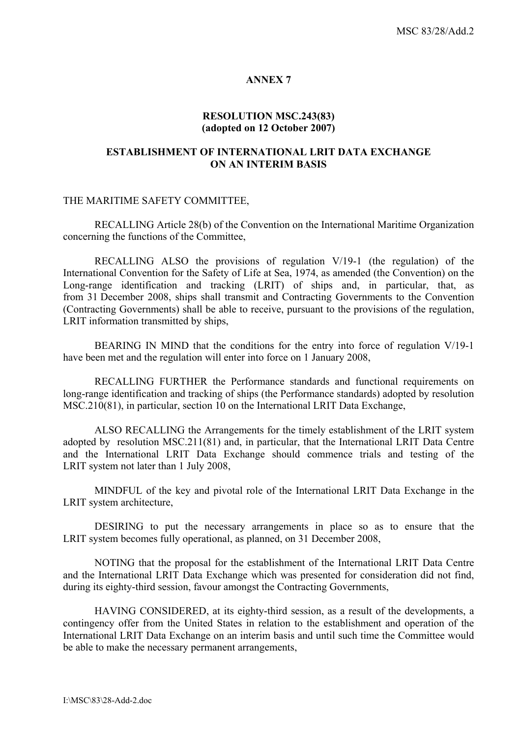# ANNEX 7

## RESOLUTION MSC.243(83) (adopted on 12 October 2007)

## ESTABLISHMENT OF INTERNATIONAL LRIT DATA EXCHANGE ON AN INTERIM BASIS

THE MARITIME SAFETY COMMITTEE,

RECALLING Article 28(b) of the Convention on the International Maritime Organization concerning the functions of the Committee,

RECALLING ALSO the provisions of regulation V/19-1 (the regulation) of the International Convention for the Safety of Life at Sea, 1974, as amended (the Convention) on the Long-range identification and tracking (LRIT) of ships and, in particular, that, as from 31 December 2008, ships shall transmit and Contracting Governments to the Convention (Contracting Governments) shall be able to receive, pursuant to the provisions of the regulation, LRIT information transmitted by ships,

BEARING IN MIND that the conditions for the entry into force of regulation V/19-1 have been met and the regulation will enter into force on 1 January 2008,

RECALLING FURTHER the Performance standards and functional requirements on long-range identification and tracking of ships (the Performance standards) adopted by resolution MSC.210(81), in particular, section 10 on the International LRIT Data Exchange,

ALSO RECALLING the Arrangements for the timely establishment of the LRIT system adopted by resolution MSC.211(81) and, in particular, that the International LRIT Data Centre and the International LRIT Data Exchange should commence trials and testing of the LRIT system not later than 1 July 2008,

MINDFUL of the key and pivotal role of the International LRIT Data Exchange in the LRIT system architecture,

DESIRING to put the necessary arrangements in place so as to ensure that the LRIT system becomes fully operational, as planned, on 31 December 2008,

NOTING that the proposal for the establishment of the International LRIT Data Centre and the International LRIT Data Exchange which was presented for consideration did not find, during its eighty-third session, favour amongst the Contracting Governments,

HAVING CONSIDERED, at its eighty-third session, as a result of the developments, a contingency offer from the United States in relation to the establishment and operation of the International LRIT Data Exchange on an interim basis and until such time the Committee would be able to make the necessary permanent arrangements,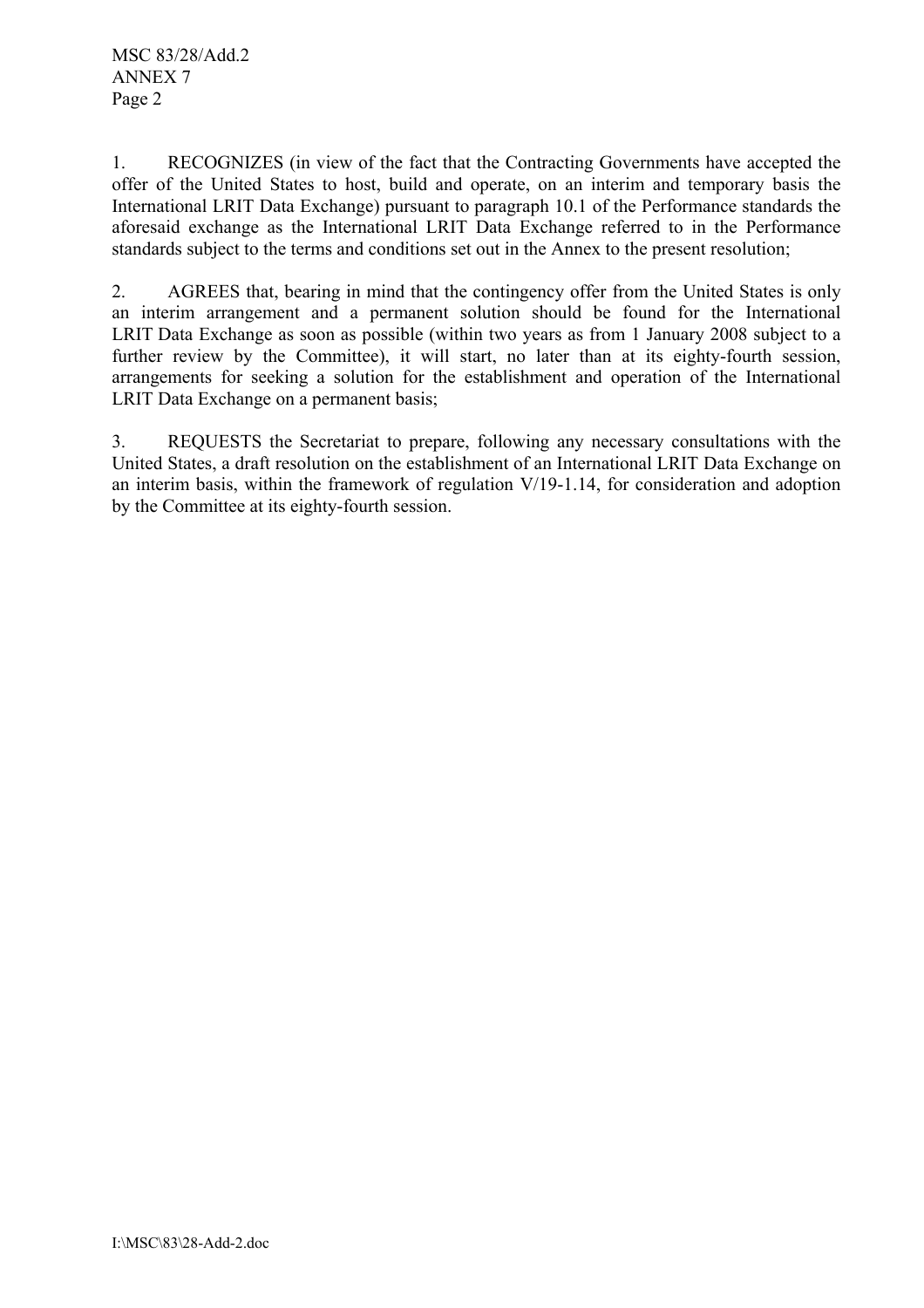1. RECOGNIZES (in view of the fact that the Contracting Governments have accepted the offer of the United States to host, build and operate, on an interim and temporary basis the International LRIT Data Exchange) pursuant to paragraph 10.1 of the Performance standards the aforesaid exchange as the International LRIT Data Exchange referred to in the Performance standards subject to the terms and conditions set out in the Annex to the present resolution;

2. AGREES that, bearing in mind that the contingency offer from the United States is only an interim arrangement and a permanent solution should be found for the International LRIT Data Exchange as soon as possible (within two years as from 1 January 2008 subject to a further review by the Committee), it will start, no later than at its eighty-fourth session, arrangements for seeking a solution for the establishment and operation of the International LRIT Data Exchange on a permanent basis;

3. REQUESTS the Secretariat to prepare, following any necessary consultations with the United States, a draft resolution on the establishment of an International LRIT Data Exchange on an interim basis, within the framework of regulation V/19-1.14, for consideration and adoption by the Committee at its eighty-fourth session.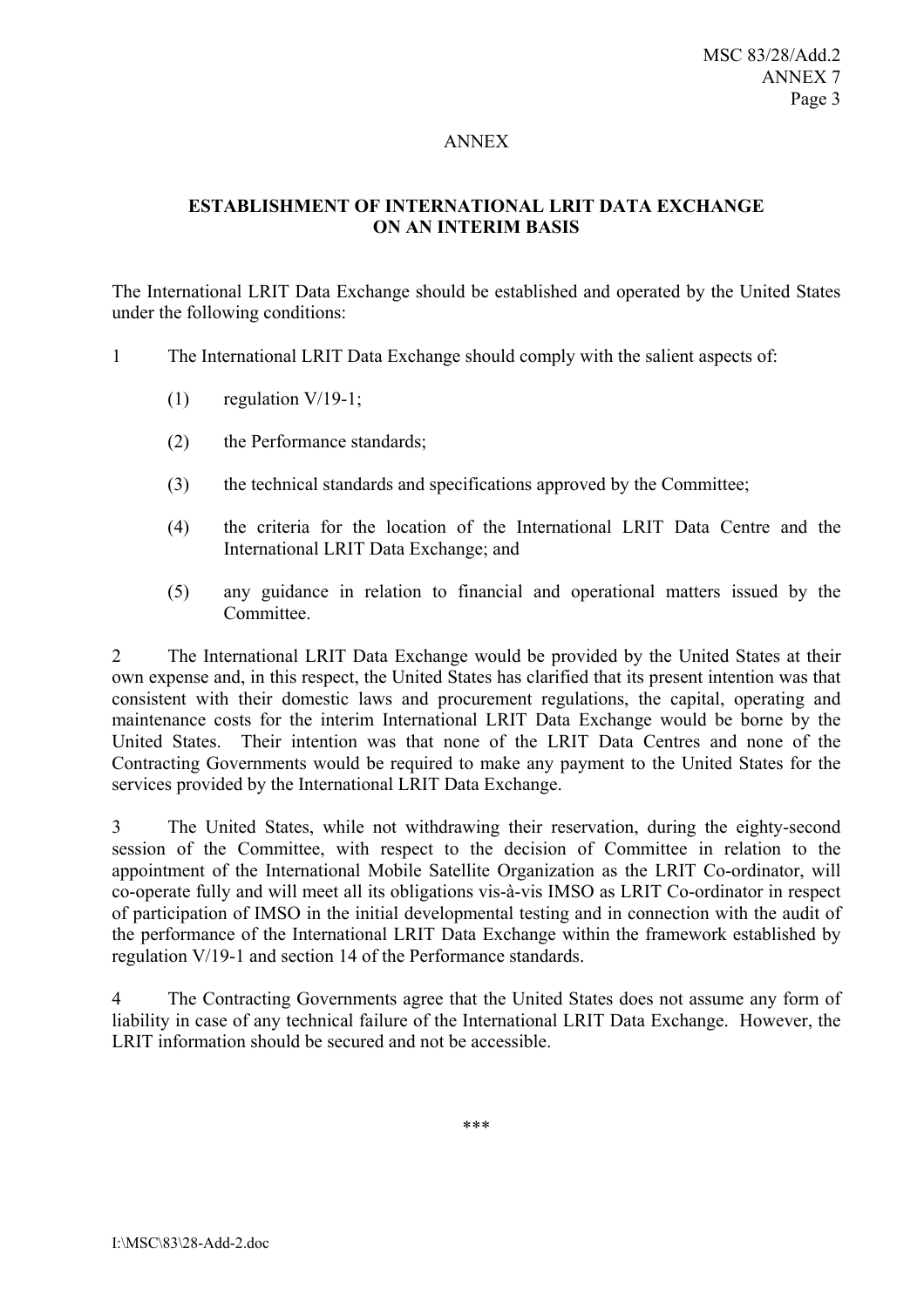ANNEX

## ESTABLISHMENT OF INTERNATIONAL LRIT DATA EXCHANGE ON AN INTERIM BASIS

The International LRIT Data Exchange should be established and operated by the United States under the following conditions:

1 The International LRIT Data Exchange should comply with the salient aspects of:

(1) regulation V/19-1;

(2) the Performance standards;

(3) the technical standards and specifications approved by the Committee;

(4) the criteria for the location of the International LRIT Data Centre and the International LRIT Data Exchange; and

(5) any guidance in relation to financial and operational matters issued by the Committee.

2 The International LRIT Data Exchange would be provided by the United States at their own expense and, in this respect, the United States has clarified that its present intention was that consistent with their domestic laws and procurement regulations, the capital, operating and maintenance costs for the interim International LRIT Data Exchange would be borne by the United States. Their intention was that none of the LRIT Data Centres and none of the Contracting Governments would be required to make any payment to the United States for the services provided by the International LRIT Data Exchange.

3 The United States, while not withdrawing their reservation, during the eighty-second session of the Committee, with respect to the decision of Committee in relation to the appointment of the International Mobile Satellite Organization as the LRIT Co-ordinator, will co-operate fully and will meet all its obligations vis-à-vis IMSO as LRIT Co-ordinator in respect of participation of IMSO in the initial developmental testing and in connection with the audit of the performance of the International LRIT Data Exchange within the framework established by regulation V/19-1 and section 14 of the Performance standards.

4 The Contracting Governments agree that the United States does not assume any form of liability in case of any technical failure of the International LRIT Data Exchange. However, the LRIT information should be secured and not be accessible.

***